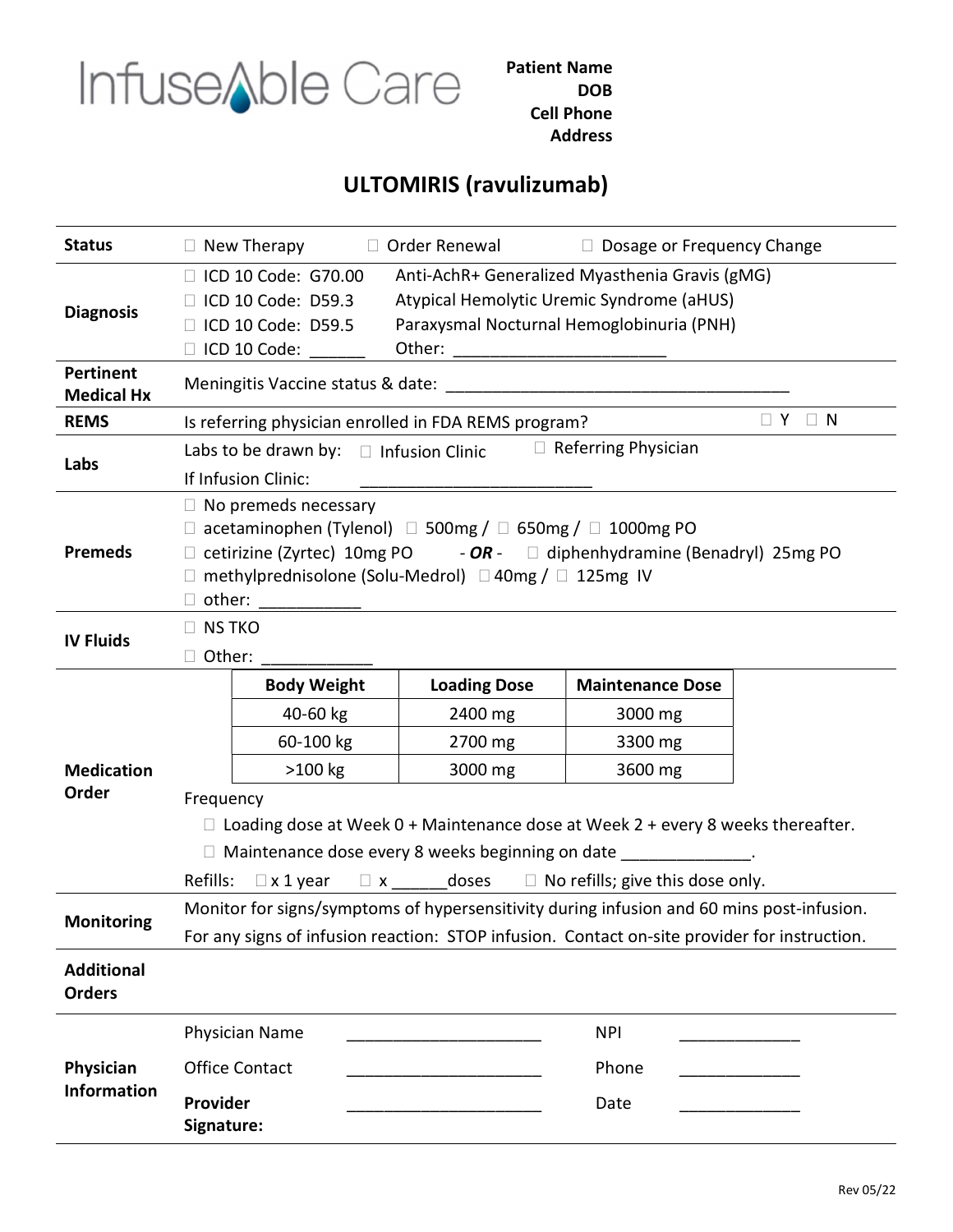InfuseAble Care

**Patient Name**
**DOB**
**Cell Phone**
**Address**

# ULTOMIRIS (ravulizumab)

**Status**

☐ New Therapy ☐ Order Renewal ☐ Dosage or Frequency Change

**Diagnosis**

☐ ICD 10 Code: G70.00 Anti-AchR+ Generalized Myasthenia Gravis (gMG)
☐ ICD 10 Code: D59.3 Atypical Hemolytic Uremic Syndrome (aHUS)
☐ ICD 10 Code: D59.5 Paraxysmal Nocturnal Hemoglobinuria (PNH)
☐ ICD 10 Code: ______ Other: ______________________

**Pertinent Medical Hx**

Meningitis Vaccine status & date: ____________________________________

**REMS**

Is referring physician enrolled in FDA REMS program? ☐ Y ☐ N

**Labs**

Labs to be drawn by: ☐ Infusion Clinic ☐ Referring Physician
If Infusion Clinic: ________________________

**Premeds**

☐ No premeds necessary
☐ acetaminophen (Tylenol) ☐ 500mg / ☐ 650mg / ☐ 1000mg PO
☐ cetirizine (Zyrtec) 10mg PO - ***OR*** - ☐ diphenhydramine (Benadryl) 25mg PO
☐ methylprednisolone (Solu-Medrol) ☐ 40mg / ☐ 125mg IV
☐ other: __________

**IV Fluids**

☐ NS TKO
☐ Other: ___________

**Medication Order**

| Body Weight | Loading Dose | Maintenance Dose |
|---|---|---|
| 40-60 kg | 2400 mg | 3000 mg |
| 60-100 kg | 2700 mg | 3300 mg |
| >100 kg | 3000 mg | 3600 mg |

Frequency

☐ Loading dose at Week 0 + Maintenance dose at Week 2 + every 8 weeks thereafter.
☐ Maintenance dose every 8 weeks beginning on date _____________.

Refills: ☐ x 1 year ☐ x ______doses ☐ No refills; give this dose only.

**Monitoring**

Monitor for signs/symptoms of hypersensitivity during infusion and 60 mins post-infusion.
For any signs of infusion reaction: STOP infusion. Contact on-site provider for instruction.

**Additional Orders**

**Physician Information**

Physician Name ____________________ NPI ____________
Office Contact ____________________ Phone ____________
**Provider Signature:** ____________________ Date ____________

Rev 05/22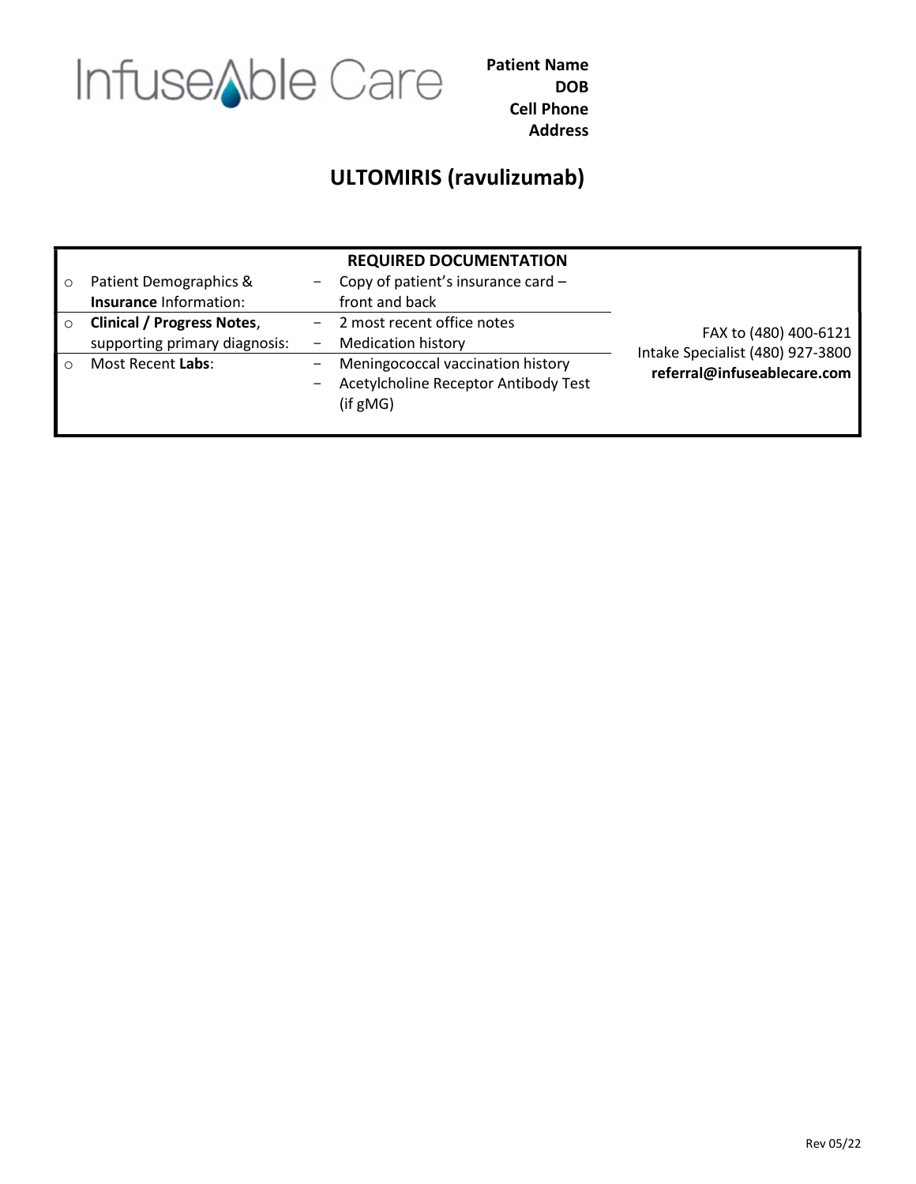InfuseAble Care

**Patient Name**
**DOB**
**Cell Phone**
**Address**

# ULTOMIRIS (ravulizumab)

| REQUIRED DOCUMENTATION | | |
|---|---|---|
| ○ Patient Demographics & **Insurance** Information: | − Copy of patient's insurance card – front and back | FAX to (480) 400-6121<br>Intake Specialist (480) 927-3800<br>**referral@infuseablecare.com** |
| ○ **Clinical / Progress Notes**, supporting primary diagnosis: | − 2 most recent office notes<br>− Medication history | |
| ○ Most Recent **Labs**: | − Meningococcal vaccination history<br>− Acetylcholine Receptor Antibody Test (if gMG) | |

Rev 05/22